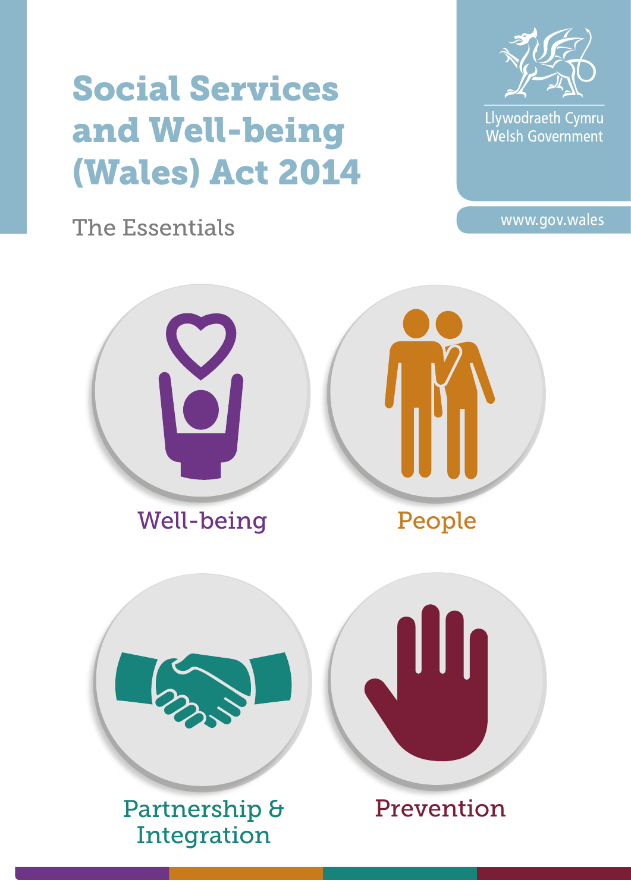# Social Services and Well-being (Wales) Act 2014

The Essentials

Llywodraeth Cymru
Welsh Government

www.gov.wales

Well-being

People

Partnership & Integration

Prevention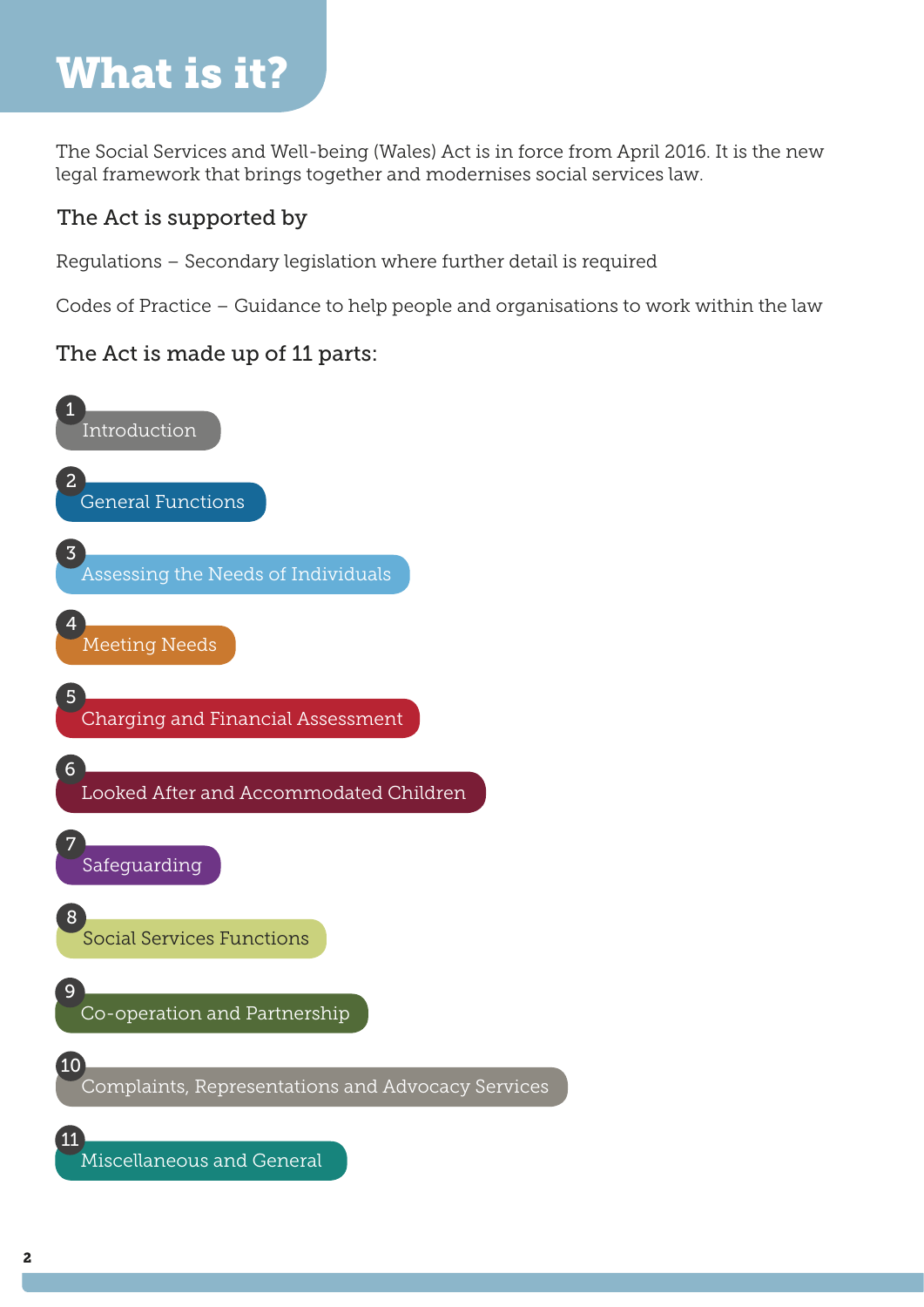# What is it?

The Social Services and Well-being (Wales) Act is in force from April 2016. It is the new legal framework that brings together and modernises social services law.

## The Act is supported by

Regulations – Secondary legislation where further detail is required

Codes of Practice – Guidance to help people and organisations to work within the law

## The Act is made up of 11 parts:

1. Introduction
2. General Functions
3. Assessing the Needs of Individuals
4. Meeting Needs
5. Charging and Financial Assessment
6. Looked After and Accommodated Children
7. Safeguarding
8. Social Services Functions
9. Co-operation and Partnership
10. Complaints, Representations and Advocacy Services
11. Miscellaneous and General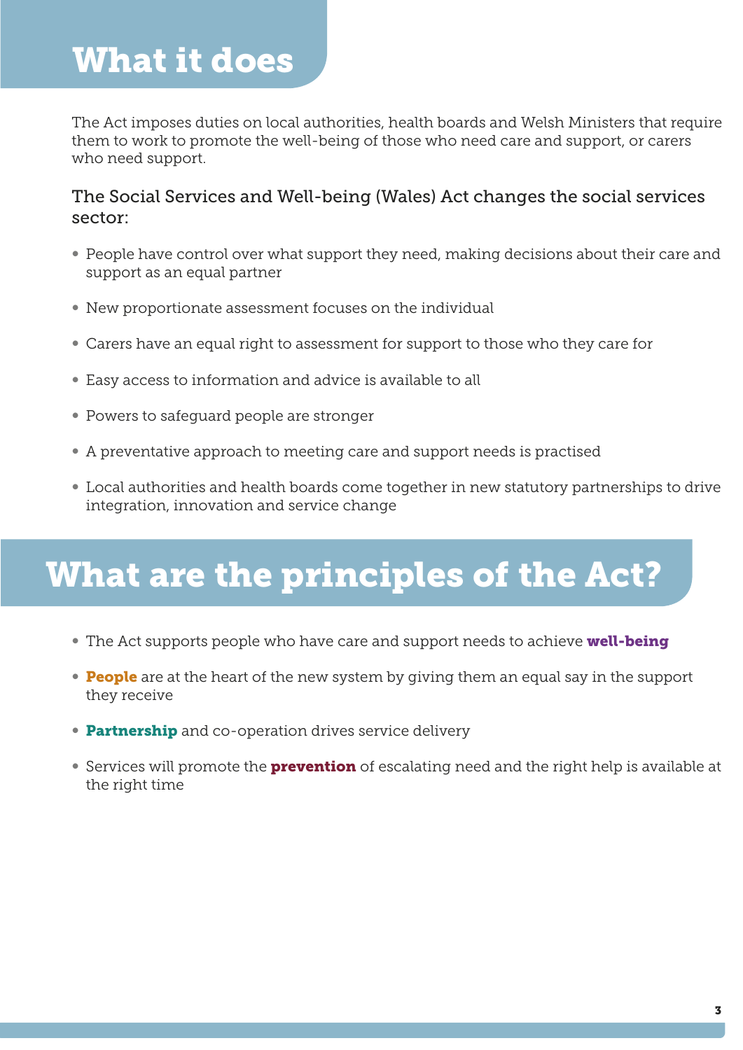# What it does

The Act imposes duties on local authorities, health boards and Welsh Ministers that require them to work to promote the well-being of those who need care and support, or carers who need support.

### The Social Services and Well-being (Wales) Act changes the social services sector:

- People have control over what support they need, making decisions about their care and support as an equal partner
- New proportionate assessment focuses on the individual
- Carers have an equal right to assessment for support to those who they care for
- Easy access to information and advice is available to all
- Powers to safeguard people are stronger
- A preventative approach to meeting care and support needs is practised
- Local authorities and health boards come together in new statutory partnerships to drive integration, innovation and service change

# What are the principles of the Act?

- The Act supports people who have care and support needs to achieve **well-being**
- **People** are at the heart of the new system by giving them an equal say in the support they receive
- **Partnership** and co-operation drives service delivery
- Services will promote the **prevention** of escalating need and the right help is available at the right time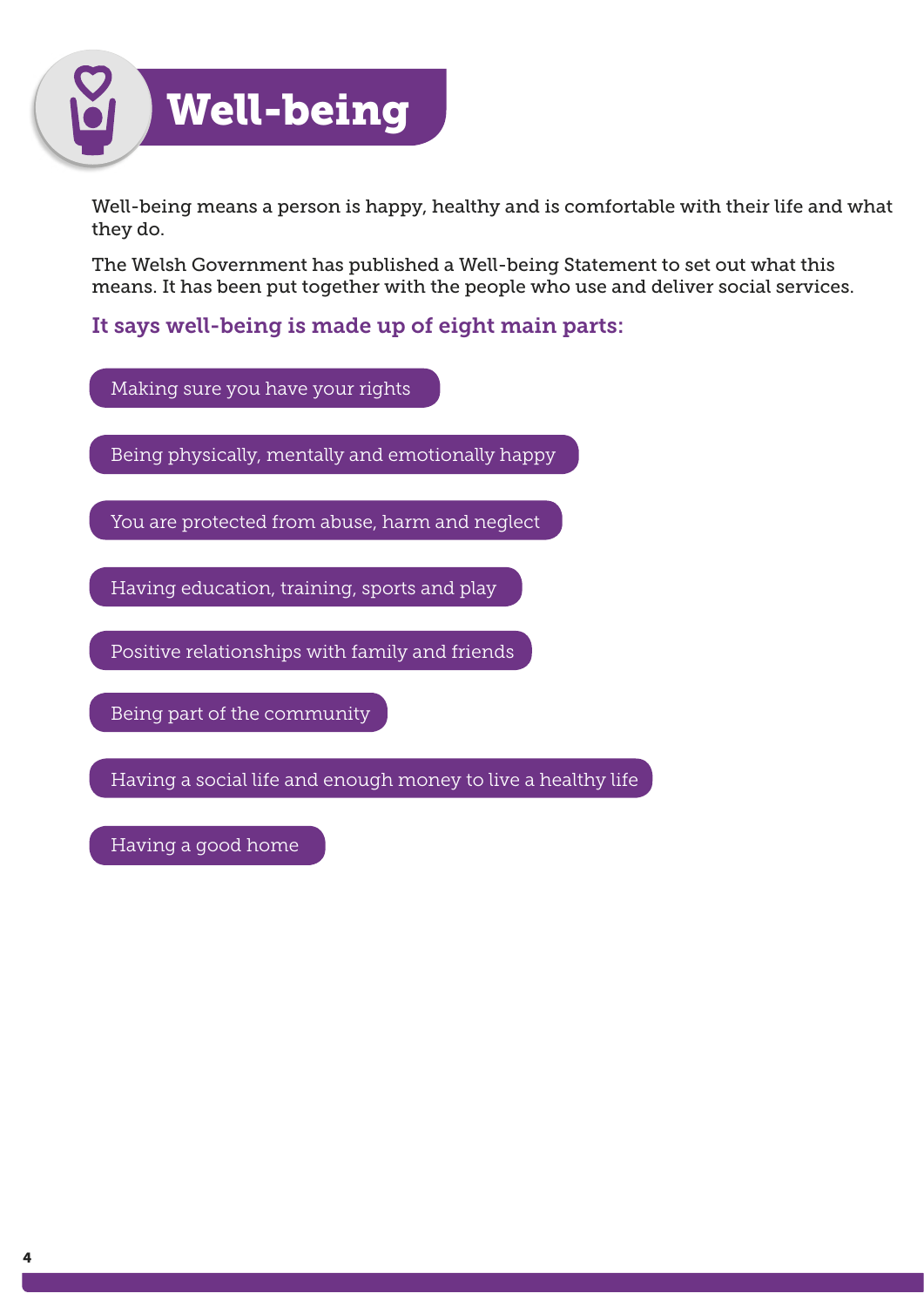# Well-being

Well-being means a person is happy, healthy and is comfortable with their life and what they do.

The Welsh Government has published a Well-being Statement to set out what this means. It has been put together with the people who use and deliver social services.

### It says well-being is made up of eight main parts:

- Making sure you have your rights
- Being physically, mentally and emotionally happy
- You are protected from abuse, harm and neglect
- Having education, training, sports and play
- Positive relationships with family and friends
- Being part of the community
- Having a social life and enough money to live a healthy life
- Having a good home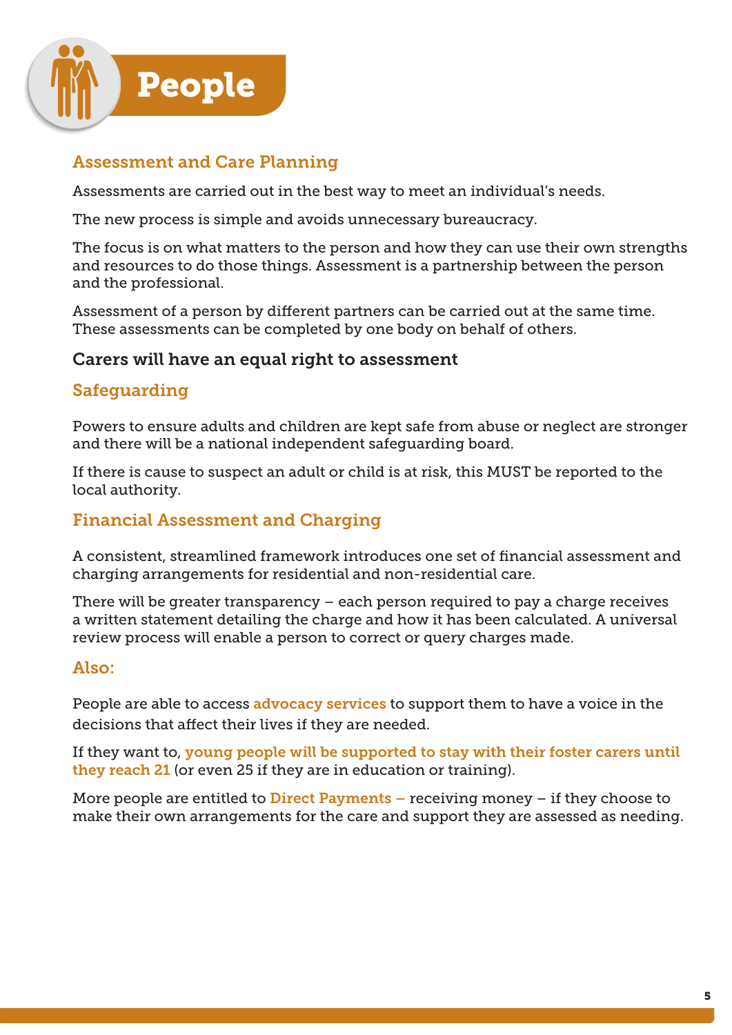# People

## Assessment and Care Planning

Assessments are carried out in the best way to meet an individual's needs.

The new process is simple and avoids unnecessary bureaucracy.

The focus is on what matters to the person and how they can use their own strengths and resources to do those things. Assessment is a partnership between the person and the professional.

Assessment of a person by different partners can be carried out at the same time. These assessments can be completed by one body on behalf of others.

### Carers will have an equal right to assessment

## Safeguarding

Powers to ensure adults and children are kept safe from abuse or neglect are stronger and there will be a national independent safeguarding board.

If there is cause to suspect an adult or child is at risk, this MUST be reported to the local authority.

## Financial Assessment and Charging

A consistent, streamlined framework introduces one set of financial assessment and charging arrangements for residential and non-residential care.

There will be greater transparency – each person required to pay a charge receives a written statement detailing the charge and how it has been calculated. A universal review process will enable a person to correct or query charges made.

## Also:

People are able to access **advocacy services** to support them to have a voice in the decisions that affect their lives if they are needed.

If they want to, **young people will be supported to stay with their foster carers until they reach 21** (or even 25 if they are in education or training).

More people are entitled to **Direct Payments –** receiving money – if they choose to make their own arrangements for the care and support they are assessed as needing.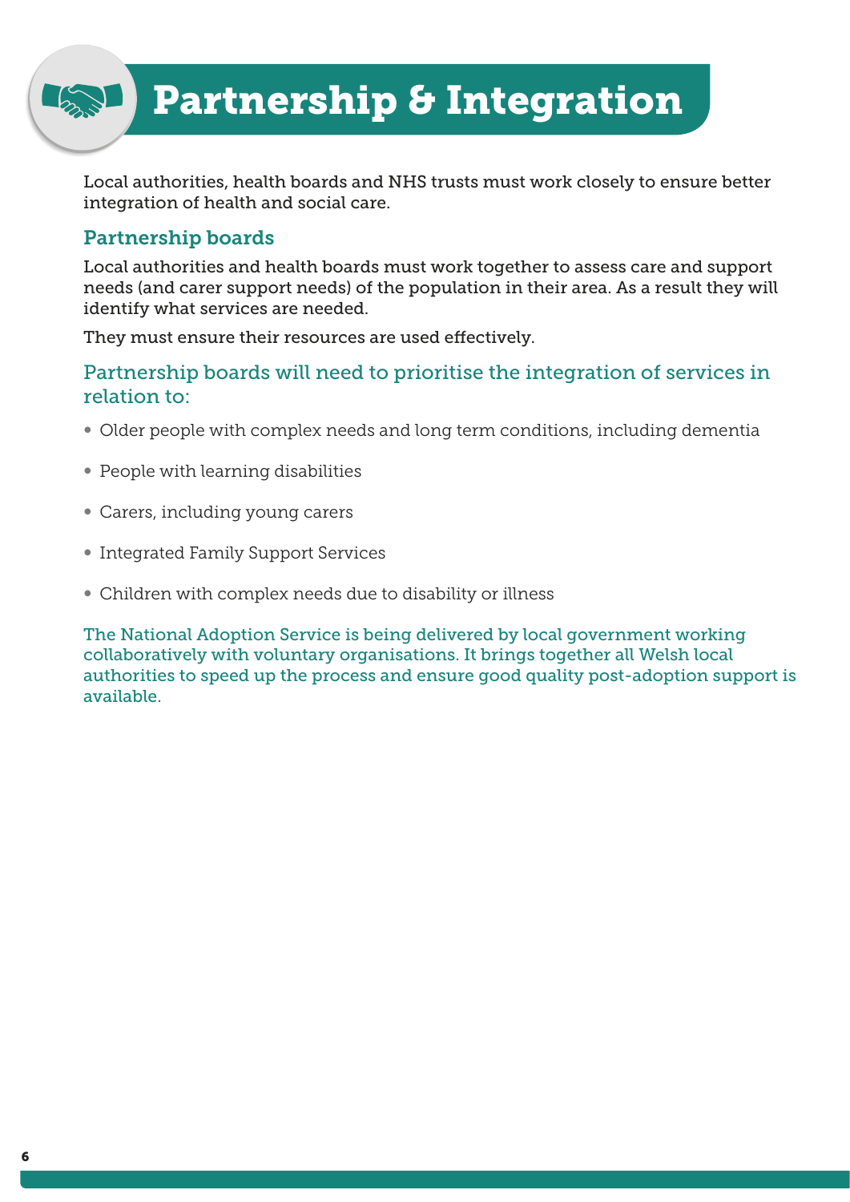# Partnership & Integration

Local authorities, health boards and NHS trusts must work closely to ensure better integration of health and social care.

## Partnership boards

Local authorities and health boards must work together to assess care and support needs (and carer support needs) of the population in their area. As a result they will identify what services are needed.

They must ensure their resources are used effectively.

### Partnership boards will need to prioritise the integration of services in relation to:

- Older people with complex needs and long term conditions, including dementia
- People with learning disabilities
- Carers, including young carers
- Integrated Family Support Services
- Children with complex needs due to disability or illness

The National Adoption Service is being delivered by local government working collaboratively with voluntary organisations. It brings together all Welsh local authorities to speed up the process and ensure good quality post-adoption support is available.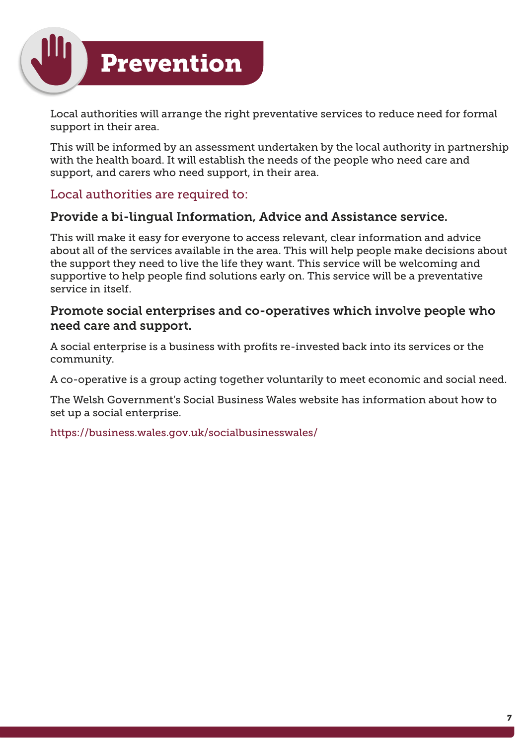# Prevention

Local authorities will arrange the right preventative services to reduce need for formal support in their area.

This will be informed by an assessment undertaken by the local authority in partnership with the health board. It will establish the needs of the people who need care and support, and carers who need support, in their area.

## Local authorities are required to:

### Provide a bi-lingual Information, Advice and Assistance service.

This will make it easy for everyone to access relevant, clear information and advice about all of the services available in the area. This will help people make decisions about the support they need to live the life they want. This service will be welcoming and supportive to help people find solutions early on. This service will be a preventative service in itself.

### Promote social enterprises and co-operatives which involve people who need care and support.

A social enterprise is a business with profits re-invested back into its services or the community.

A co-operative is a group acting together voluntarily to meet economic and social need.

The Welsh Government's Social Business Wales website has information about how to set up a social enterprise.

https://business.wales.gov.uk/socialbusinesswales/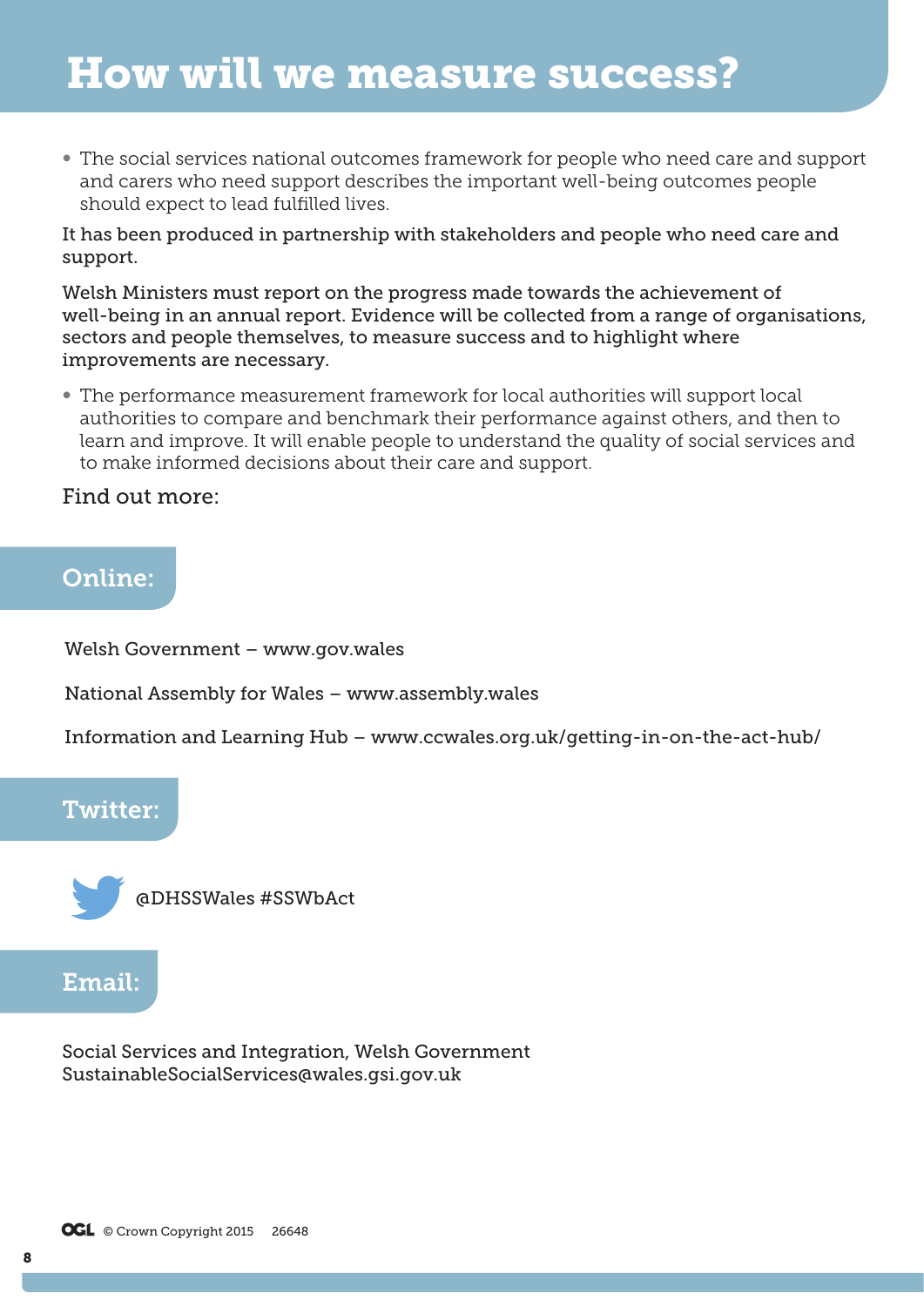# How will we measure success?

- The social services national outcomes framework for people who need care and support and carers who need support describes the important well-being outcomes people should expect to lead fulfilled lives.

It has been produced in partnership with stakeholders and people who need care and support.

Welsh Ministers must report on the progress made towards the achievement of well-being in an annual report. Evidence will be collected from a range of organisations, sectors and people themselves, to measure success and to highlight where improvements are necessary.

- The performance measurement framework for local authorities will support local authorities to compare and benchmark their performance against others, and then to learn and improve. It will enable people to understand the quality of social services and to make informed decisions about their care and support.

Find out more:

## Online:

Welsh Government – www.gov.wales

National Assembly for Wales – www.assembly.wales

Information and Learning Hub – www.ccwales.org.uk/getting-in-on-the-act-hub/

## Twitter:

@DHSSWales #SSWbAct

## Email:

Social Services and Integration, Welsh Government
SustainableSocialServices@wales.gsi.gov.uk

OGL © Crown Copyright 2015 26648